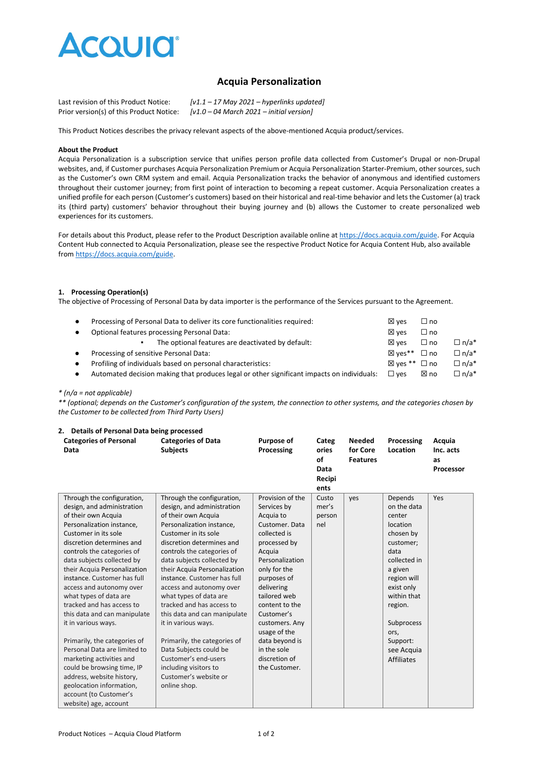# Acquia Personalization

| | |
|---|---|
| Last revision of this Product Notice: | *[v1.1 – 17 May 2021 – hyperlinks updated]* |
| Prior version(s) of this Product Notice: | *[v1.0 – 04 March 2021 – initial version]* |

This Product Notices describes the privacy relevant aspects of the above-mentioned Acquia product/services.

**About the Product**

Acquia Personalization is a subscription service that unifies person profile data collected from Customer's Drupal or non-Drupal websites, and, if Customer purchases Acquia Personalization Premium or Acquia Personalization Starter-Premium, other sources, such as the Customer's own CRM system and email. Acquia Personalization tracks the behavior of anonymous and identified customers throughout their customer journey; from first point of interaction to becoming a repeat customer. Acquia Personalization creates a unified profile for each person (Customer's customers) based on their historical and real-time behavior and lets the Customer (a) track its (third party) customers' behavior throughout their buying journey and (b) allows the Customer to create personalized web experiences for its customers.

For details about this Product, please refer to the Product Description available online at https://docs.acquia.com/guide. For Acquia Content Hub connected to Acquia Personalization, please see the respective Product Notice for Acquia Content Hub, also available from https://docs.acquia.com/guide.

## 1. Processing Operation(s)

The objective of Processing of Personal Data by data importer is the performance of the Services pursuant to the Agreement.

- Processing of Personal Data to deliver its core functionalities required: ☒ yes ☐ no
- Optional features processing Personal Data: ☒ yes ☐ no
  - The optional features are deactivated by default: ☒ yes ☐ no ☐ n/a*
- Processing of sensitive Personal Data: ☒ yes** ☐ no ☐ n/a*
- Profiling of individuals based on personal characteristics: ☒ yes ** ☐ no ☐ n/a*
- Automated decision making that produces legal or other significant impacts on individuals: ☐ yes ☒ no ☐ n/a*

*\* (n/a = not applicable)*

*\*\* (optional; depends on the Customer's configuration of the system, the connection to other systems, and the categories chosen by the Customer to be collected from Third Party Users)*

## 2. Details of Personal Data being processed

| Categories of Personal Data | Categories of Data Subjects | Purpose of Processing | Categories of Data Recipients | Needed for Core Features | Processing Location | Acquia Inc. acts as Processor |
|---|---|---|---|---|---|---|
| Through the configuration, design, and administration of their own Acquia Personalization instance, Customer in its sole discretion determines and controls the categories of data subjects collected by their Acquia Personalization instance. Customer has full access and autonomy over what types of data are tracked and has access to this data and can manipulate it in various ways.<br><br>Primarily, the categories of Personal Data are limited to marketing activities and could be browsing time, IP address, website history, geolocation information, account (to Customer's website) age, account | Through the configuration, design, and administration of their own Acquia Personalization instance, Customer in its sole discretion determines and controls the categories of data subjects collected by their Acquia Personalization instance. Customer has full access and autonomy over what types of data are tracked and has access to this data and can manipulate it in various ways.<br><br>Primarily, the categories of Data Subjects could be Customer's end-users including visitors to Customer's website or online shop. | Provision of the Services by Acquia to Customer. Data collected is processed by Acquia Personalization only for the purposes of delivering tailored web content to the Customer's customers. Any usage of the data beyond is in the sole discretion of the Customer. | Customer's personnel | yes | Depends on the data center location chosen by customer; data collected in a given region will exist only within that region.<br><br>Subprocessors, Support: see Acquia Affiliates | Yes |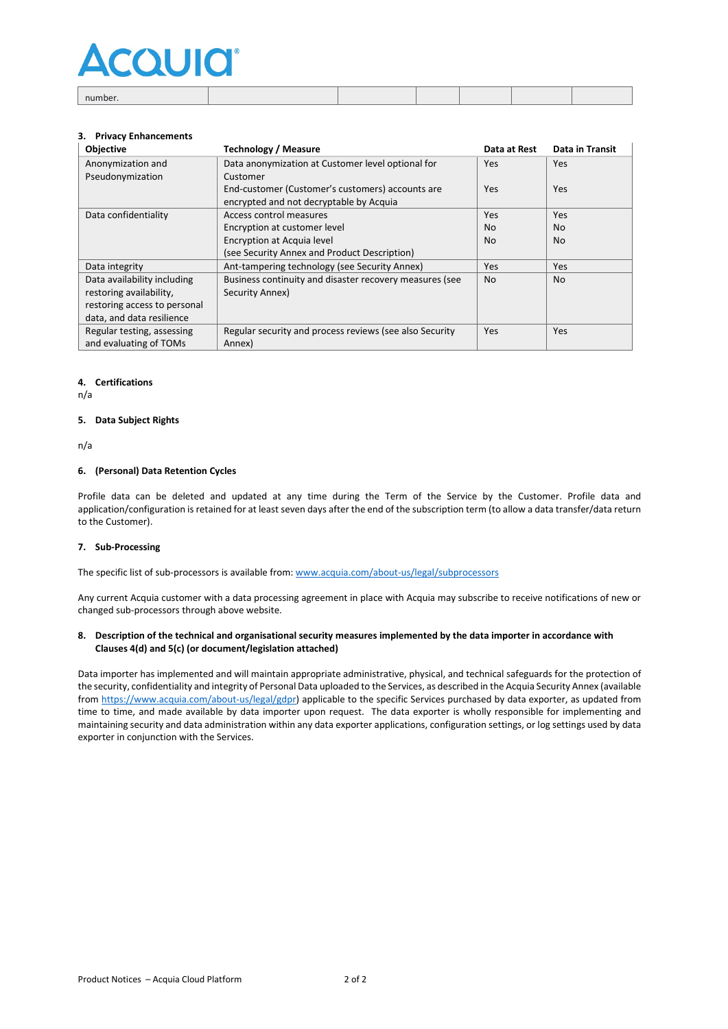| number. | | | | | | |
|---|---|---|---|---|---|---|

**3. Privacy Enhancements**

| Objective | Technology / Measure | Data at Rest | Data in Transit |
|---|---|---|---|
| Anonymization and Pseudonymization | Data anonymization at Customer level optional for Customer<br>End-customer (Customer's customers) accounts are encrypted and not decryptable by Acquia | Yes<br><br>Yes | Yes<br><br>Yes |
| Data confidentiality | Access control measures<br>Encryption at customer level<br>Encryption at Acquia level<br>(see Security Annex and Product Description) | Yes<br>No<br>No | Yes<br>No<br>No |
| Data integrity | Ant-tampering technology (see Security Annex) | Yes | Yes |
| Data availability including restoring availability, restoring access to personal data, and data resilience | Business continuity and disaster recovery measures (see Security Annex) | No | No |
| Regular testing, assessing and evaluating of TOMs | Regular security and process reviews (see also Security Annex) | Yes | Yes |

**4. Certifications**

n/a

**5. Data Subject Rights**

n/a

**6. (Personal) Data Retention Cycles**

Profile data can be deleted and updated at any time during the Term of the Service by the Customer. Profile data and application/configuration is retained for at least seven days after the end of the subscription term (to allow a data transfer/data return to the Customer).

**7. Sub-Processing**

The specific list of sub-processors is available from: www.acquia.com/about-us/legal/subprocessors

Any current Acquia customer with a data processing agreement in place with Acquia may subscribe to receive notifications of new or changed sub-processors through above website.

**8. Description of the technical and organisational security measures implemented by the data importer in accordance with Clauses 4(d) and 5(c) (or document/legislation attached)**

Data importer has implemented and will maintain appropriate administrative, physical, and technical safeguards for the protection of the security, confidentiality and integrity of Personal Data uploaded to the Services, as described in the Acquia Security Annex (available from https://www.acquia.com/about-us/legal/gdpr) applicable to the specific Services purchased by data exporter, as updated from time to time, and made available by data importer upon request. The data exporter is wholly responsible for implementing and maintaining security and data administration within any data exporter applications, configuration settings, or log settings used by data exporter in conjunction with the Services.